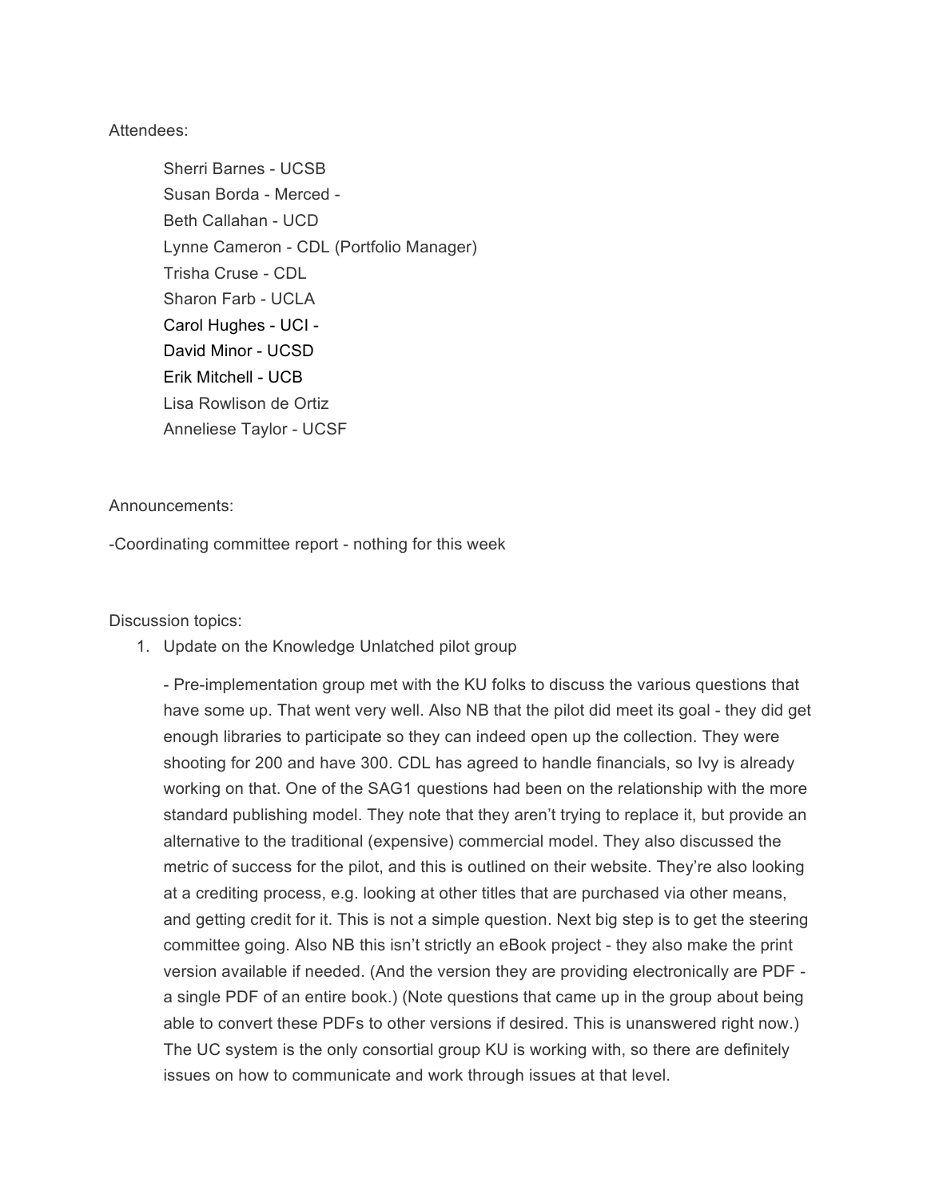Attendees:

Sherri Barnes - UCSB  
Susan Borda - Merced -  
Beth Callahan - UCD  
Lynne Cameron - CDL (Portfolio Manager)  
Trisha Cruse - CDL  
Sharon Farb - UCLA  
Carol Hughes - UCI -  
David Minor - UCSD  
Erik Mitchell - UCB  
Lisa Rowlison de Ortiz  
Anneliese Taylor - UCSF

Announcements:

-Coordinating committee report - nothing for this week

Discussion topics:

1. Update on the Knowledge Unlatched pilot group

   - Pre-implementation group met with the KU folks to discuss the various questions that have some up. That went very well. Also NB that the pilot did meet its goal - they did get enough libraries to participate so they can indeed open up the collection. They were shooting for 200 and have 300. CDL has agreed to handle financials, so Ivy is already working on that. One of the SAG1 questions had been on the relationship with the more standard publishing model. They note that they aren't trying to replace it, but provide an alternative to the traditional (expensive) commercial model. They also discussed the metric of success for the pilot, and this is outlined on their website. They're also looking at a crediting process, e.g. looking at other titles that are purchased via other means, and getting credit for it. This is not a simple question. Next big step is to get the steering committee going. Also NB this isn't strictly an eBook project - they also make the print version available if needed. (And the version they are providing electronically are PDF - a single PDF of an entire book.) (Note questions that came up in the group about being able to convert these PDFs to other versions if desired. This is unanswered right now.) The UC system is the only consortial group KU is working with, so there are definitely issues on how to communicate and work through issues at that level.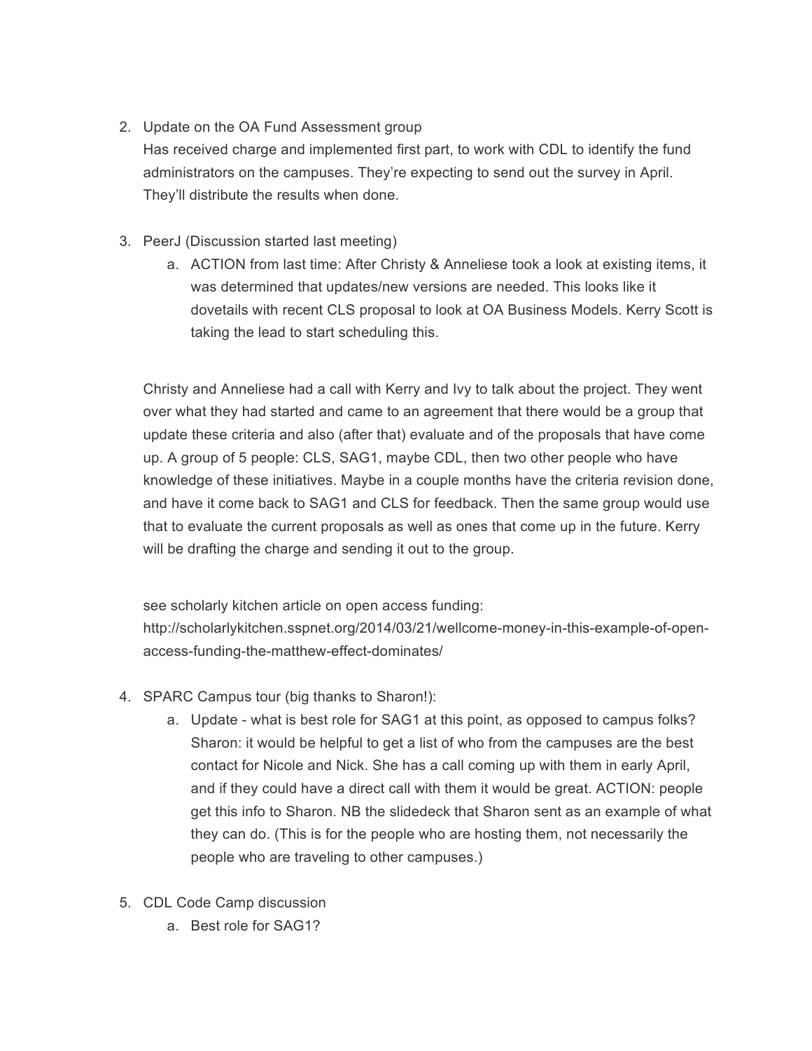2. Update on the OA Fund Assessment group
   Has received charge and implemented first part, to work with CDL to identify the fund administrators on the campuses. They're expecting to send out the survey in April. They'll distribute the results when done.

3. PeerJ (Discussion started last meeting)
   a. ACTION from last time: After Christy & Anneliese took a look at existing items, it was determined that updates/new versions are needed. This looks like it dovetails with recent CLS proposal to look at OA Business Models. Kerry Scott is taking the lead to start scheduling this.

   Christy and Anneliese had a call with Kerry and Ivy to talk about the project. They went over what they had started and came to an agreement that there would be a group that update these criteria and also (after that) evaluate and of the proposals that have come up. A group of 5 people: CLS, SAG1, maybe CDL, then two other people who have knowledge of these initiatives. Maybe in a couple months have the criteria revision done, and have it come back to SAG1 and CLS for feedback. Then the same group would use that to evaluate the current proposals as well as ones that come up in the future. Kerry will be drafting the charge and sending it out to the group.

   see scholarly kitchen article on open access funding: http://scholarlykitchen.sspnet.org/2014/03/21/wellcome-money-in-this-example-of-open-access-funding-the-matthew-effect-dominates/

4. SPARC Campus tour (big thanks to Sharon!):
   a. Update - what is best role for SAG1 at this point, as opposed to campus folks? Sharon: it would be helpful to get a list of who from the campuses are the best contact for Nicole and Nick. She has a call coming up with them in early April, and if they could have a direct call with them it would be great. ACTION: people get this info to Sharon. NB the slidedeck that Sharon sent as an example of what they can do. (This is for the people who are hosting them, not necessarily the people who are traveling to other campuses.)

5. CDL Code Camp discussion
   a. Best role for SAG1?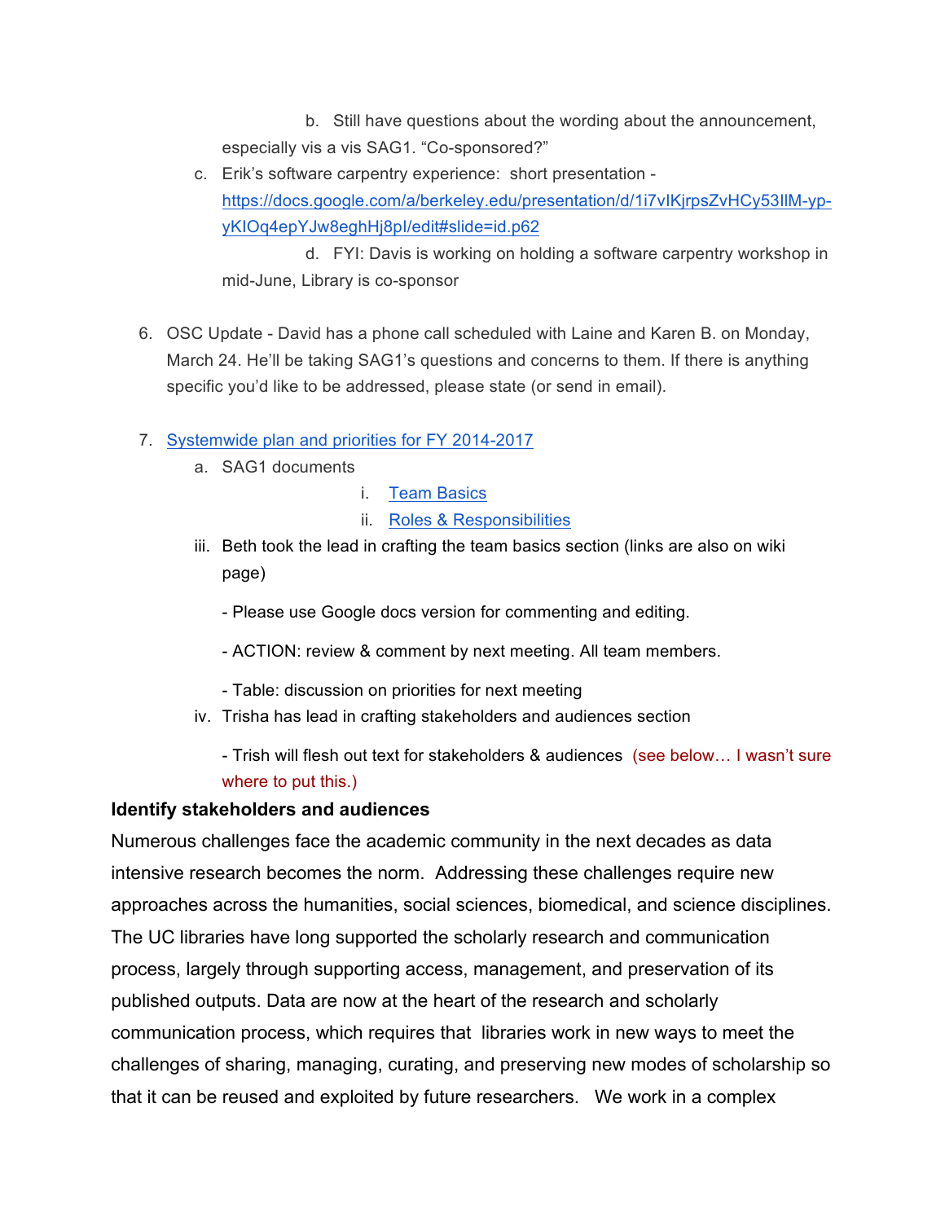b. Still have questions about the wording about the announcement, especially vis a vis SAG1. "Co-sponsored?"

c. Erik's software carpentry experience: short presentation - [https://docs.google.com/a/berkeley.edu/presentation/d/1i7vIKjrpsZvHCy53lIM-yp-yKIOq4epYJw8eghHj8pI/edit#slide=id.p62](https://docs.google.com/a/berkeley.edu/presentation/d/1i7vIKjrpsZvHCy53lIM-yp-yKIOq4epYJw8eghHj8pI/edit#slide=id.p62)

d. FYI: Davis is working on holding a software carpentry workshop in mid-June, Library is co-sponsor

6. OSC Update - David has a phone call scheduled with Laine and Karen B. on Monday, March 24. He'll be taking SAG1's questions and concerns to them. If there is anything specific you'd like to be addressed, please state (or send in email).

7. Systemwide plan and priorities for FY 2014-2017
   a. SAG1 documents
      i. Team Basics
      ii. Roles & Responsibilities
   iii. Beth took the lead in crafting the team basics section (links are also on wiki page)

      - Please use Google docs version for commenting and editing.

      - ACTION: review & comment by next meeting. All team members.

      - Table: discussion on priorities for next meeting
   iv. Trisha has lead in crafting stakeholders and audiences section

      - Trish will flesh out text for stakeholders & audiences (see below… I wasn't sure where to put this.)

**Identify stakeholders and audiences**

Numerous challenges face the academic community in the next decades as data intensive research becomes the norm. Addressing these challenges require new approaches across the humanities, social sciences, biomedical, and science disciplines. The UC libraries have long supported the scholarly research and communication process, largely through supporting access, management, and preservation of its published outputs. Data are now at the heart of the research and scholarly communication process, which requires that libraries work in new ways to meet the challenges of sharing, managing, curating, and preserving new modes of scholarship so that it can be reused and exploited by future researchers. We work in a complex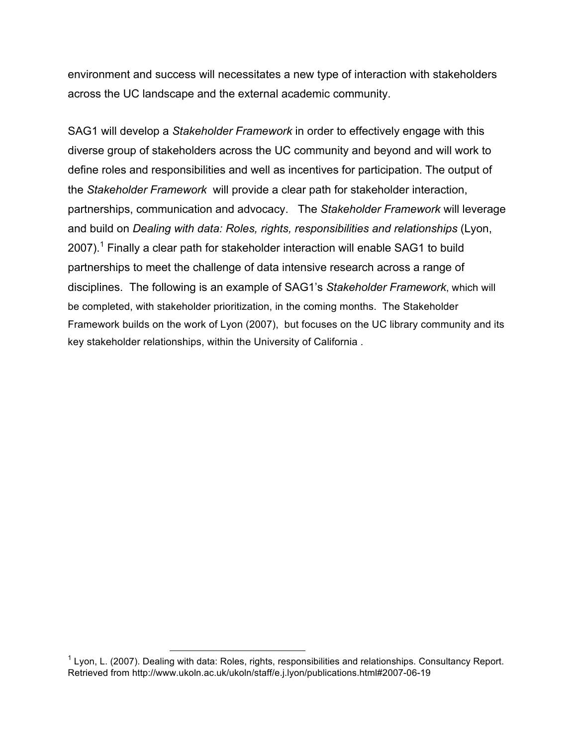environment and success will necessitates a new type of interaction with stakeholders across the UC landscape and the external academic community.

SAG1 will develop a *Stakeholder Framework* in order to effectively engage with this diverse group of stakeholders across the UC community and beyond and will work to define roles and responsibilities and well as incentives for participation. The output of the *Stakeholder Framework* will provide a clear path for stakeholder interaction, partnerships, communication and advocacy. The *Stakeholder Framework* will leverage and build on *Dealing with data: Roles, rights, responsibilities and relationships* (Lyon, 2007).[1] Finally a clear path for stakeholder interaction will enable SAG1 to build partnerships to meet the challenge of data intensive research across a range of disciplines. The following is an example of SAG1's *Stakeholder Framework*, which will be completed, with stakeholder prioritization, in the coming months. The Stakeholder Framework builds on the work of Lyon (2007), but focuses on the UC library community and its key stakeholder relationships, within the University of California .

---

[1] Lyon, L. (2007). Dealing with data: Roles, rights, responsibilities and relationships. Consultancy Report. Retrieved from http://www.ukoln.ac.uk/ukoln/staff/e.j.lyon/publications.html#2007-06-19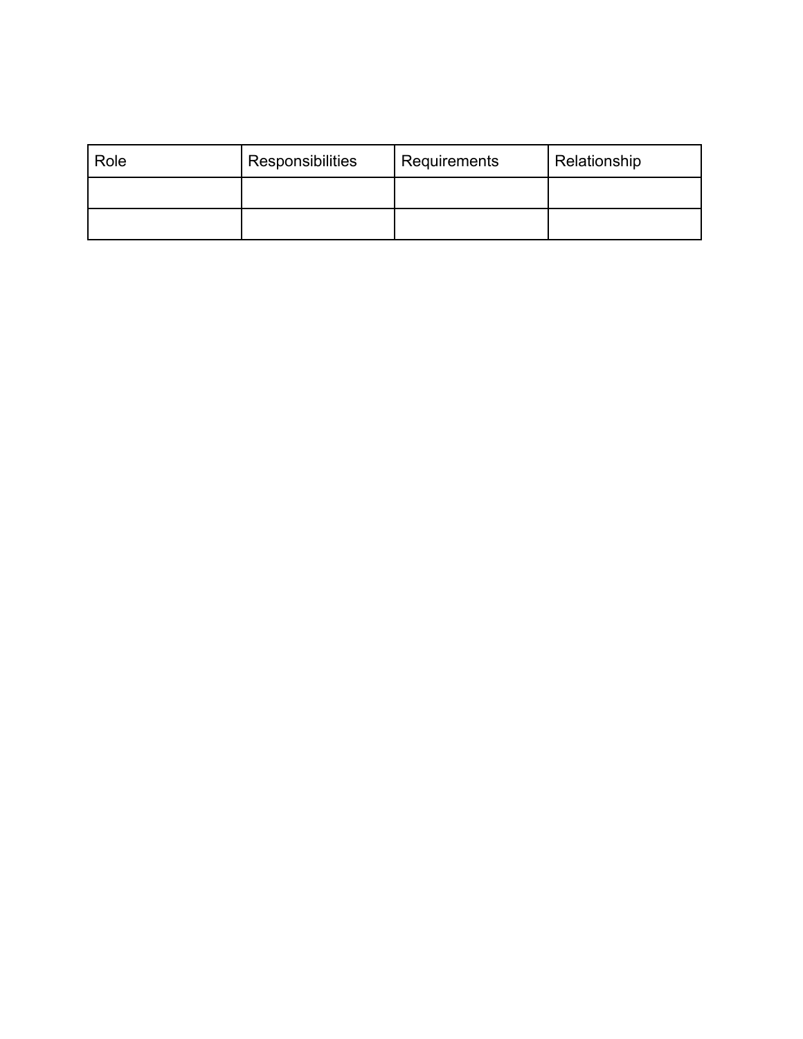| Role | Responsibilities | Requirements | Relationship |
|---|---|---|---|
| | | | |
| | | | |